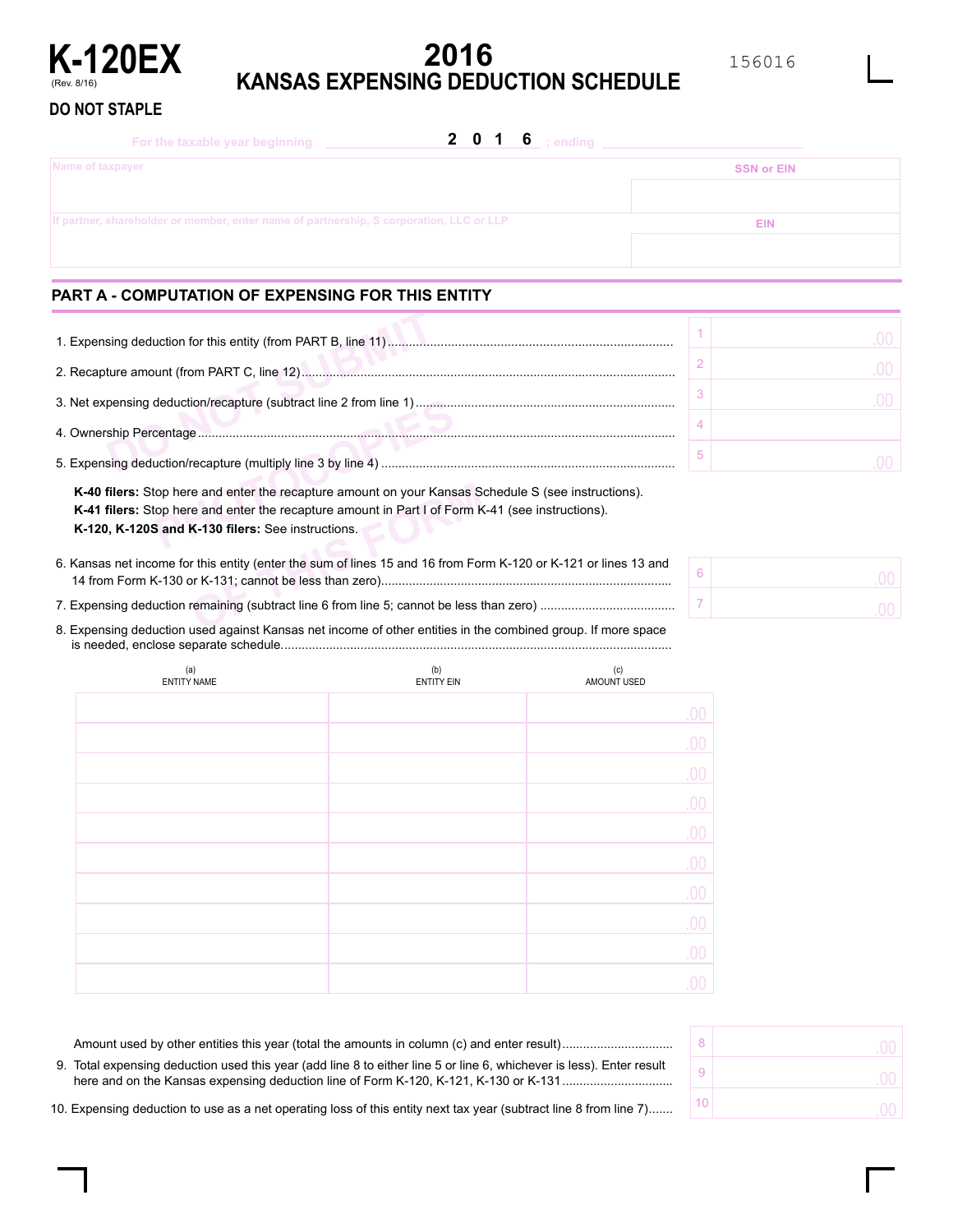# K-120EX

(Rev. 8/16)

**DO NOT STAPLE**

# 2016 KANSAS EXPENSING DEDUCTION SCHEDULE

156016

For the taxable year beginning ______ 2 0 1 6 ; ending ______

| Name of taxpayer | SSN or EIN |
|---|---|
| | |
| If partner, shareholder or member, enter name of partnership, S corporation, LLC or LLP | EIN |
| | |

## PART A - COMPUTATION OF EXPENSING FOR THIS ENTITY

1. Expensing deduction for this entity (from PART B, line 11) ........ 1 | .00
2. Recapture amount (from PART C, line 12) ........ 2 | .00
3. Net expensing deduction/recapture (subtract line 2 from line 1) ........ 3 | .00
4. Ownership Percentage ........ 4 |
5. Expensing deduction/recapture (multiply line 3 by line 4) ........ 5 | .00

**K-40 filers:** Stop here and enter the recapture amount on your Kansas Schedule S (see instructions).
**K-41 filers:** Stop here and enter the recapture amount in Part I of Form K-41 (see instructions).
**K-120, K-120S and K-130 filers:** See instructions.

6. Kansas net income for this entity (enter the sum of lines 15 and 16 from Form K-120 or K-121 or lines 13 and 14 from Form K-130 or K-131; cannot be less than zero) ........ 6 | .00
7. Expensing deduction remaining (subtract line 6 from line 5; cannot be less than zero) ........ 7 | .00
8. Expensing deduction used against Kansas net income of other entities in the combined group. If more space is needed, enclose separate schedule ........

| (a) ENTITY NAME | (b) ENTITY EIN | (c) AMOUNT USED |
|---|---|---|
| | | .00 |
| | | .00 |
| | | .00 |
| | | .00 |
| | | .00 |
| | | .00 |
| | | .00 |
| | | .00 |
| | | .00 |
| | | .00 |

Amount used by other entities this year (total the amounts in column (c) and enter result) ........ 8 | .00

9. Total expensing deduction used this year (add line 8 to either line 5 or line 6, whichever is less). Enter result here and on the Kansas expensing deduction line of Form K-120, K-121, K-130 or K-131 ........ 9 | .00
10. Expensing deduction to use as a net operating loss of this entity next tax year (subtract line 8 from line 7) ........ 10 | .00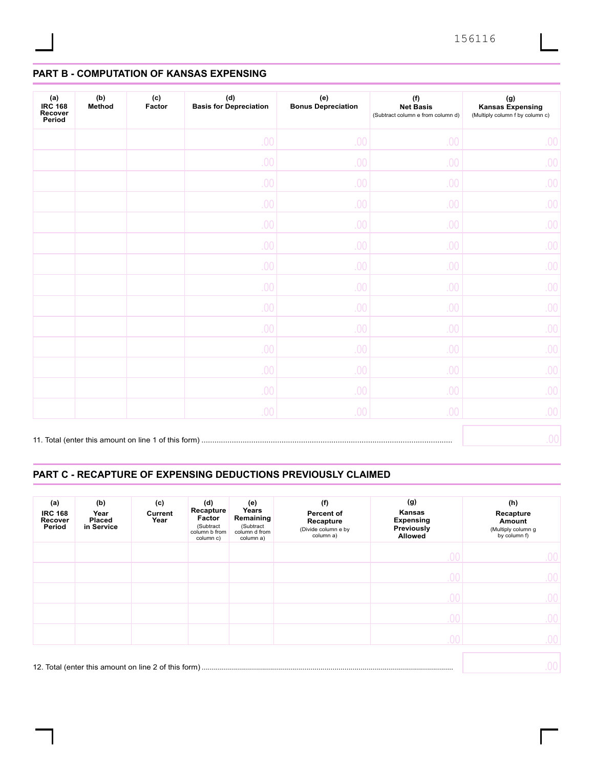## PART B - COMPUTATION OF KANSAS EXPENSING

| (a) IRC 168 Recover Period | (b) Method | (c) Factor | (d) Basis for Depreciation | (e) Bonus Depreciation | (f) Net Basis (Subtract column e from column d) | (g) Kansas Expensing (Multiply column f by column c) |
|---|---|---|---|---|---|---|
| | | | .00 | .00 | .00 | .00 |
| | | | .00 | .00 | .00 | .00 |
| | | | .00 | .00 | .00 | .00 |
| | | | .00 | .00 | .00 | .00 |
| | | | .00 | .00 | .00 | .00 |
| | | | .00 | .00 | .00 | .00 |
| | | | .00 | .00 | .00 | .00 |
| | | | .00 | .00 | .00 | .00 |
| | | | .00 | .00 | .00 | .00 |
| | | | .00 | .00 | .00 | .00 |
| | | | .00 | .00 | .00 | .00 |
| | | | .00 | .00 | .00 | .00 |
| | | | .00 | .00 | .00 | .00 |
| | | | .00 | .00 | .00 | .00 |

11. Total (enter this amount on line 1 of this form) .......... .00

## PART C - RECAPTURE OF EXPENSING DEDUCTIONS PREVIOUSLY CLAIMED

| (a) IRC 168 Recover Period | (b) Year Placed in Service | (c) Current Year | (d) Recapture Factor (Subtract column b from column c) | (e) Years Remaining (Subtract column d from column a) | (f) Percent of Recapture (Divide column e by column a) | (g) Kansas Expensing Previously Allowed | (h) Recapture Amount (Multiply column g by column f) |
|---|---|---|---|---|---|---|---|
| | | | | | | .00 | .00 |
| | | | | | | .00 | .00 |
| | | | | | | .00 | .00 |
| | | | | | | .00 | .00 |
| | | | | | | .00 | .00 |

12. Total (enter this amount on line 2 of this form) .......... .00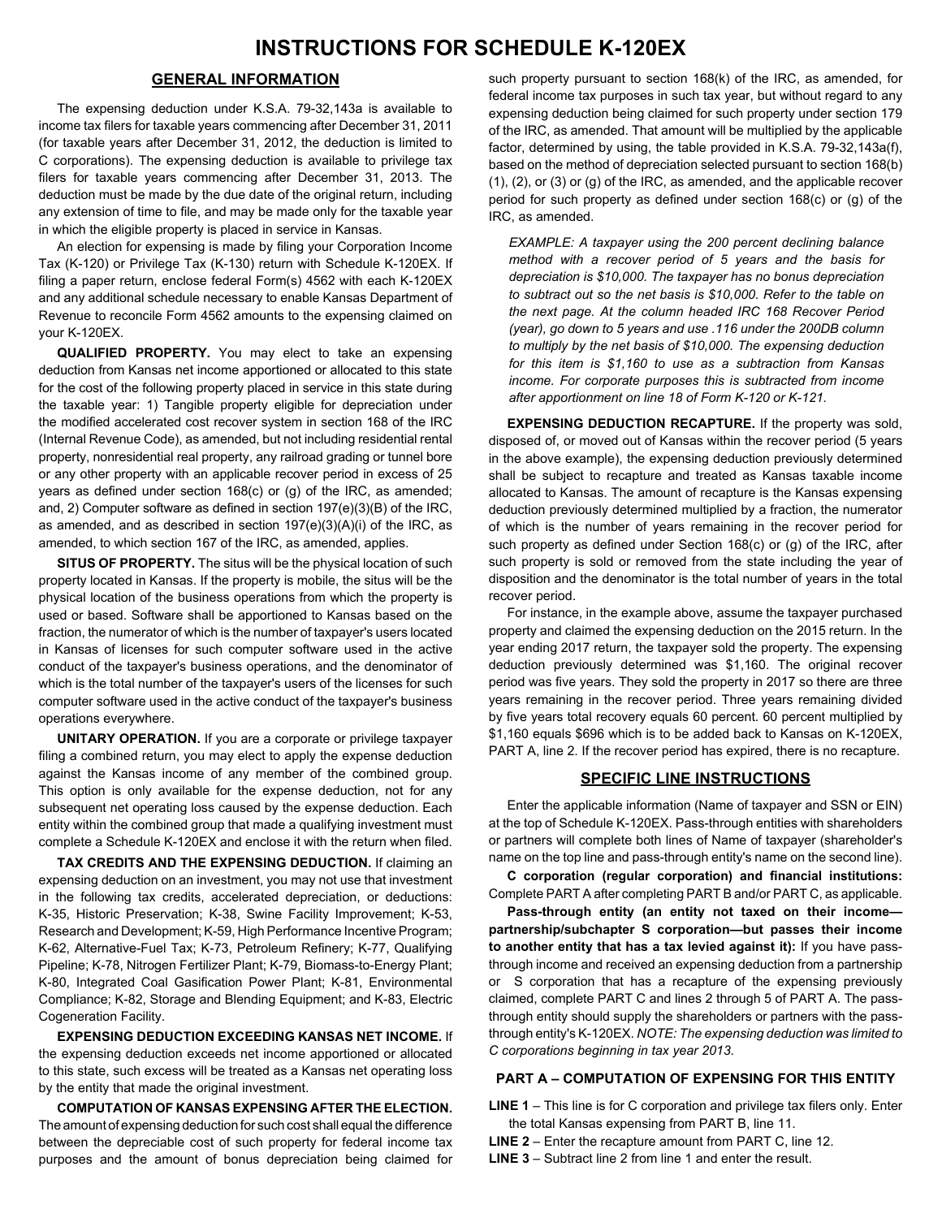# INSTRUCTIONS FOR SCHEDULE K-120EX

## GENERAL INFORMATION

The expensing deduction under K.S.A. 79-32,143a is available to income tax filers for taxable years commencing after December 31, 2011 (for taxable years after December 31, 2012, the deduction is limited to C corporations). The expensing deduction is available to privilege tax filers for taxable years commencing after December 31, 2013. The deduction must be made by the due date of the original return, including any extension of time to file, and may be made only for the taxable year in which the eligible property is placed in service in Kansas.

An election for expensing is made by filing your Corporation Income Tax (K-120) or Privilege Tax (K-130) return with Schedule K-120EX. If filing a paper return, enclose federal Form(s) 4562 with each K-120EX and any additional schedule necessary to enable Kansas Department of Revenue to reconcile Form 4562 amounts to the expensing claimed on your K-120EX.

**QUALIFIED PROPERTY.** You may elect to take an expensing deduction from Kansas net income apportioned or allocated to this state for the cost of the following property placed in service in this state during the taxable year: 1) Tangible property eligible for depreciation under the modified accelerated cost recover system in section 168 of the IRC (Internal Revenue Code), as amended, but not including residential rental property, nonresidential real property, any railroad grading or tunnel bore or any other property with an applicable recover period in excess of 25 years as defined under section 168(c) or (g) of the IRC, as amended; and, 2) Computer software as defined in section 197(e)(3)(B) of the IRC, as amended, and as described in section 197(e)(3)(A)(i) of the IRC, as amended, to which section 167 of the IRC, as amended, applies.

**SITUS OF PROPERTY.** The situs will be the physical location of such property located in Kansas. If the property is mobile, the situs will be the physical location of the business operations from which the property is used or based. Software shall be apportioned to Kansas based on the fraction, the numerator of which is the number of taxpayer's users located in Kansas of licenses for such computer software used in the active conduct of the taxpayer's business operations, and the denominator of which is the total number of the taxpayer's users of the licenses for such computer software used in the active conduct of the taxpayer's business operations everywhere.

**UNITARY OPERATION.** If you are a corporate or privilege taxpayer filing a combined return, you may elect to apply the expense deduction against the Kansas income of any member of the combined group. This option is only available for the expense deduction, not for any subsequent net operating loss caused by the expense deduction. Each entity within the combined group that made a qualifying investment must complete a Schedule K-120EX and enclose it with the return when filed.

**TAX CREDITS AND THE EXPENSING DEDUCTION.** If claiming an expensing deduction on an investment, you may not use that investment in the following tax credits, accelerated depreciation, or deductions: K-35, Historic Preservation; K-38, Swine Facility Improvement; K-53, Research and Development; K-59, High Performance Incentive Program; K-62, Alternative-Fuel Tax; K-73, Petroleum Refinery; K-77, Qualifying Pipeline; K-78, Nitrogen Fertilizer Plant; K-79, Biomass-to-Energy Plant; K-80, Integrated Coal Gasification Power Plant; K-81, Environmental Compliance; K-82, Storage and Blending Equipment; and K-83, Electric Cogeneration Facility.

**EXPENSING DEDUCTION EXCEEDING KANSAS NET INCOME.** If the expensing deduction exceeds net income apportioned or allocated to this state, such excess will be treated as a Kansas net operating loss by the entity that made the original investment.

**COMPUTATION OF KANSAS EXPENSING AFTER THE ELECTION.** The amount of expensing deduction for such cost shall equal the difference between the depreciable cost of such property for federal income tax purposes and the amount of bonus depreciation being claimed for such property pursuant to section 168(k) of the IRC, as amended, for federal income tax purposes in such tax year, but without regard to any expensing deduction being claimed for such property under section 179 of the IRC, as amended. That amount will be multiplied by the applicable factor, determined by using, the table provided in K.S.A. 79-32,143a(f), based on the method of depreciation selected pursuant to section 168(b) (1), (2), or (3) or (g) of the IRC, as amended, and the applicable recover period for such property as defined under section 168(c) or (g) of the IRC, as amended.

*EXAMPLE: A taxpayer using the 200 percent declining balance method with a recover period of 5 years and the basis for depreciation is $10,000. The taxpayer has no bonus depreciation to subtract out so the net basis is $10,000. Refer to the table on the next page. At the column headed IRC 168 Recover Period (year), go down to 5 years and use .116 under the 200DB column to multiply by the net basis of $10,000. The expensing deduction for this item is $1,160 to use as a subtraction from Kansas income. For corporate purposes this is subtracted from income after apportionment on line 18 of Form K-120 or K-121.*

**EXPENSING DEDUCTION RECAPTURE.** If the property was sold, disposed of, or moved out of Kansas within the recover period (5 years in the above example), the expensing deduction previously determined shall be subject to recapture and treated as Kansas taxable income allocated to Kansas. The amount of recapture is the Kansas expensing deduction previously determined multiplied by a fraction, the numerator of which is the number of years remaining in the recover period for such property as defined under Section 168(c) or (g) of the IRC, after such property is sold or removed from the state including the year of disposition and the denominator is the total number of years in the total recover period.

For instance, in the example above, assume the taxpayer purchased property and claimed the expensing deduction on the 2015 return. In the year ending 2017 return, the taxpayer sold the property. The expensing deduction previously determined was $1,160. The original recover period was five years. They sold the property in 2017 so there are three years remaining in the recover period. Three years remaining divided by five years total recovery equals 60 percent. 60 percent multiplied by $1,160 equals $696 which is to be added back to Kansas on K-120EX, PART A, line 2. If the recover period has expired, there is no recapture.

## SPECIFIC LINE INSTRUCTIONS

Enter the applicable information (Name of taxpayer and SSN or EIN) at the top of Schedule K-120EX. Pass-through entities with shareholders or partners will complete both lines of Name of taxpayer (shareholder's name on the top line and pass-through entity's name on the second line).

**C corporation (regular corporation) and financial institutions:** Complete PART A after completing PART B and/or PART C, as applicable.

**Pass-through entity (an entity not taxed on their income—partnership/subchapter S corporation—but passes their income to another entity that has a tax levied against it):** If you have pass-through income and received an expensing deduction from a partnership or S corporation that has a recapture of the expensing previously claimed, complete PART C and lines 2 through 5 of PART A. The pass-through entity should supply the shareholders or partners with the pass-through entity's K-120EX. *NOTE: The expensing deduction was limited to C corporations beginning in tax year 2013.*

### PART A – COMPUTATION OF EXPENSING FOR THIS ENTITY

**LINE 1** – This line is for C corporation and privilege tax filers only. Enter the total Kansas expensing from PART B, line 11.

**LINE 2** – Enter the recapture amount from PART C, line 12.

**LINE 3** – Subtract line 2 from line 1 and enter the result.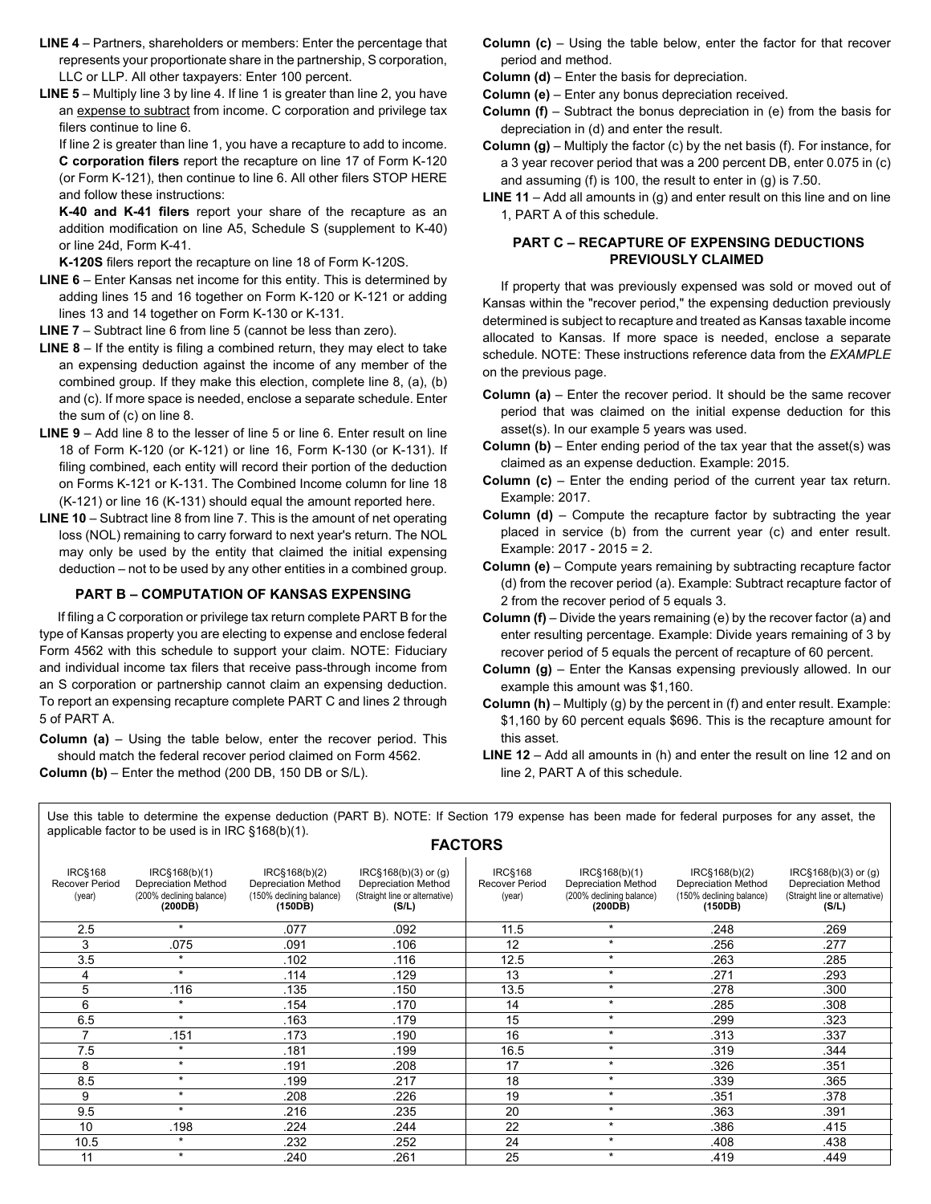**LINE 4** – Partners, shareholders or members: Enter the percentage that represents your proportionate share in the partnership, S corporation, LLC or LLP. All other taxpayers: Enter 100 percent.

**LINE 5** – Multiply line 3 by line 4. If line 1 is greater than line 2, you have an expense to subtract from income. C corporation and privilege tax filers continue to line 6.

If line 2 is greater than line 1, you have a recapture to add to income. **C corporation filers** report the recapture on line 17 of Form K-120 (or Form K-121), then continue to line 6. All other filers STOP HERE and follow these instructions:

**K-40 and K-41 filers** report your share of the recapture as an addition modification on line A5, Schedule S (supplement to K-40) or line 24d, Form K-41.

**K-120S** filers report the recapture on line 18 of Form K-120S.

**LINE 6** – Enter Kansas net income for this entity. This is determined by adding lines 15 and 16 together on Form K-120 or K-121 or adding lines 13 and 14 together on Form K-130 or K-131.

**LINE 7** – Subtract line 6 from line 5 (cannot be less than zero).

**LINE 8** – If the entity is filing a combined return, they may elect to take an expensing deduction against the income of any member of the combined group. If they make this election, complete line 8, (a), (b) and (c). If more space is needed, enclose a separate schedule. Enter the sum of (c) on line 8.

**LINE 9** – Add line 8 to the lesser of line 5 or line 6. Enter result on line 18 of Form K-120 (or K-121) or line 16, Form K-130 (or K-131). If filing combined, each entity will record their portion of the deduction on Forms K-121 or K-131. The Combined Income column for line 18 (K-121) or line 16 (K-131) should equal the amount reported here.

**LINE 10** – Subtract line 8 from line 7. This is the amount of net operating loss (NOL) remaining to carry forward to next year's return. The NOL may only be used by the entity that claimed the initial expensing deduction – not to be used by any other entities in a combined group.

## PART B – COMPUTATION OF KANSAS EXPENSING

If filing a C corporation or privilege tax return complete PART B for the type of Kansas property you are electing to expense and enclose federal Form 4562 with this schedule to support your claim. NOTE: Fiduciary and individual income tax filers that receive pass-through income from an S corporation or partnership cannot claim an expensing deduction. To report an expensing recapture complete PART C and lines 2 through 5 of PART A.

**Column (a)** – Using the table below, enter the recover period. This should match the federal recover period claimed on Form 4562.

**Column (b)** – Enter the method (200 DB, 150 DB or S/L).

**Column (c)** – Using the table below, enter the factor for that recover period and method.

**Column (d)** – Enter the basis for depreciation.

**Column (e)** – Enter any bonus depreciation received.

**Column (f)** – Subtract the bonus depreciation in (e) from the basis for depreciation in (d) and enter the result.

**Column (g)** – Multiply the factor (c) by the net basis (f). For instance, for a 3 year recover period that was a 200 percent DB, enter 0.075 in (c) and assuming (f) is 100, the result to enter in (g) is 7.50.

**LINE 11** – Add all amounts in (g) and enter result on this line and on line 1, PART A of this schedule.

## PART C – RECAPTURE OF EXPENSING DEDUCTIONS PREVIOUSLY CLAIMED

If property that was previously expensed was sold or moved out of Kansas within the "recover period," the expensing deduction previously determined is subject to recapture and treated as Kansas taxable income allocated to Kansas. If more space is needed, enclose a separate schedule. NOTE: These instructions reference data from the *EXAMPLE* on the previous page.

**Column (a)** – Enter the recover period. It should be the same recover period that was claimed on the initial expense deduction for this asset(s). In our example 5 years was used.

**Column (b)** – Enter ending period of the tax year that the asset(s) was claimed as an expense deduction. Example: 2015.

**Column (c)** – Enter the ending period of the current year tax return. Example: 2017.

**Column (d)** – Compute the recapture factor by subtracting the year placed in service (b) from the current year (c) and enter result. Example: 2017 - 2015 = 2.

**Column (e)** – Compute years remaining by subtracting recapture factor (d) from the recover period (a). Example: Subtract recapture factor of 2 from the recover period of 5 equals 3.

**Column (f)** – Divide the years remaining (e) by the recover factor (a) and enter resulting percentage. Example: Divide years remaining of 3 by recover period of 5 equals the percent of recapture of 60 percent.

**Column (g)** – Enter the Kansas expensing previously allowed. In our example this amount was $1,160.

**Column (h)** – Multiply (g) by the percent in (f) and enter result. Example: $1,160 by 60 percent equals $696. This is the recapture amount for this asset.

**LINE 12** – Add all amounts in (h) and enter the result on line 12 and on line 2, PART A of this schedule.

Use this table to determine the expense deduction (PART B). NOTE: If Section 179 expense has been made for federal purposes for any asset, the applicable factor to be used is in IRC §168(b)(1).

### FACTORS

| IRC§168 Recover Period (year) | IRC§168(b)(1) Depreciation Method (200% declining balance) **(200DB)** | IRC§168(b)(2) Depreciation Method (150% declining balance) **(150DB)** | IRC§168(b)(3) or (g) Depreciation Method (Straight line or alternative) **(S/L)** | IRC§168 Recover Period (year) | IRC§168(b)(1) Depreciation Method (200% declining balance) **(200DB)** | IRC§168(b)(2) Depreciation Method (150% declining balance) **(150DB)** | IRC§168(b)(3) or (g) Depreciation Method (Straight line or alternative) **(S/L)** |
|---|---|---|---|---|---|---|---|
| 2.5 | * | .077 | .092 | 11.5 | * | .248 | .269 |
| 3 | .075 | .091 | .106 | 12 | * | .256 | .277 |
| 3.5 | * | .102 | .116 | 12.5 | * | .263 | .285 |
| 4 | * | .114 | .129 | 13 | * | .271 | .293 |
| 5 | .116 | .135 | .150 | 13.5 | * | .278 | .300 |
| 6 | * | .154 | .170 | 14 | * | .285 | .308 |
| 6.5 | * | .163 | .179 | 15 | * | .299 | .323 |
| 7 | .151 | .173 | .190 | 16 | * | .313 | .337 |
| 7.5 | * | .181 | .199 | 16.5 | * | .319 | .344 |
| 8 | * | .191 | .208 | 17 | * | .326 | .351 |
| 8.5 | * | .199 | .217 | 18 | * | .339 | .365 |
| 9 | * | .208 | .226 | 19 | * | .351 | .378 |
| 9.5 | * | .216 | .235 | 20 | * | .363 | .391 |
| 10 | .198 | .224 | .244 | 22 | * | .386 | .415 |
| 10.5 | * | .232 | .252 | 24 | * | .408 | .438 |
| 11 | * | .240 | .261 | 25 | * | .419 | .449 |